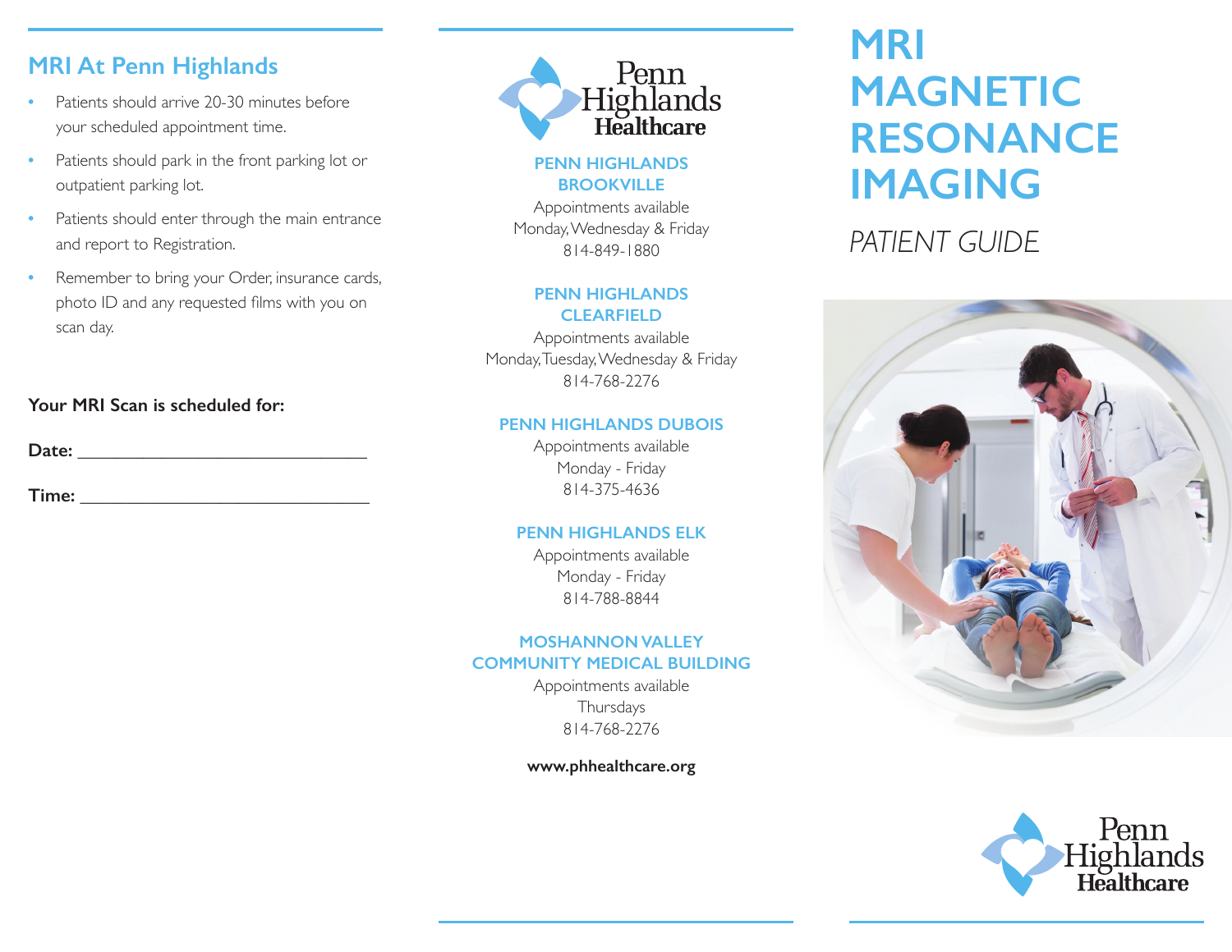## MRI At Penn Highlands

- Patients should arrive 20-30 minutes before your scheduled appointment time.
- Patients should park in the front parking lot or outpatient parking lot.
- Patients should enter through the main entrance and report to Registration.
- Remember to bring your Order, insurance cards, photo ID and any requested films with you on scan day.

**Your MRI Scan is scheduled for:**

**Date:** ______________________________

**Time:** ______________________________

Penn Highlands Healthcare

**PENN HIGHLANDS BROOKVILLE**
Appointments available
Monday, Wednesday & Friday
814-849-1880

**PENN HIGHLANDS CLEARFIELD**
Appointments available
Monday, Tuesday, Wednesday & Friday
814-768-2276

**PENN HIGHLANDS DUBOIS**
Appointments available
Monday - Friday
814-375-4636

**PENN HIGHLANDS ELK**
Appointments available
Monday - Friday
814-788-8844

**MOSHANNON VALLEY COMMUNITY MEDICAL BUILDING**
Appointments available
Thursdays
814-768-2276

**www.phhealthcare.org**

# MRI MAGNETIC RESONANCE IMAGING

*PATIENT GUIDE*

Penn Highlands Healthcare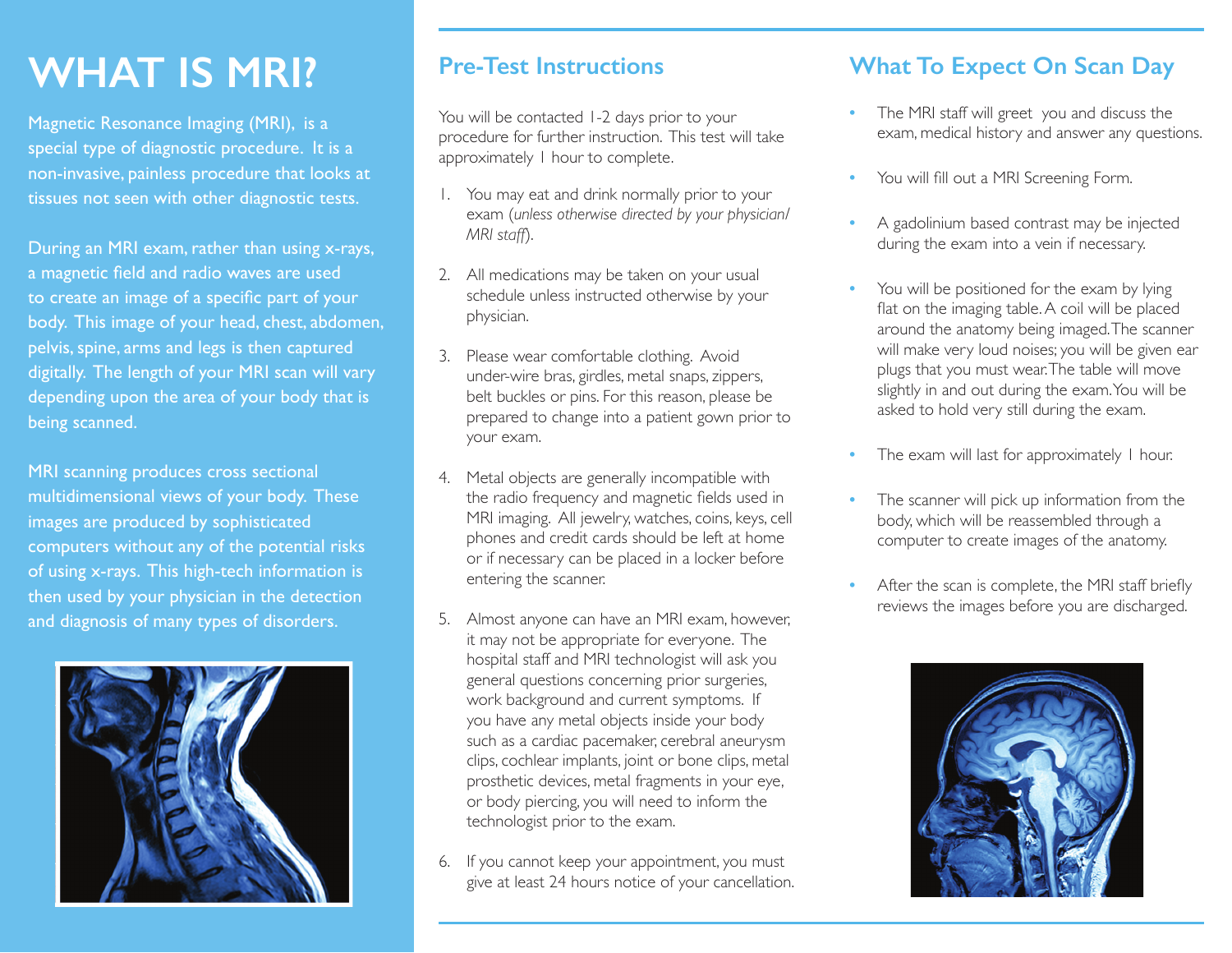# WHAT IS MRI?

Magnetic Resonance Imaging (MRI), is a special type of diagnostic procedure. It is a non-invasive, painless procedure that looks at tissues not seen with other diagnostic tests.

During an MRI exam, rather than using x-rays, a magnetic field and radio waves are used to create an image of a specific part of your body. This image of your head, chest, abdomen, pelvis, spine, arms and legs is then captured digitally. The length of your MRI scan will vary depending upon the area of your body that is being scanned.

MRI scanning produces cross sectional multidimensional views of your body. These images are produced by sophisticated computers without any of the potential risks of using x-rays. This high-tech information is then used by your physician in the detection and diagnosis of many types of disorders.

## Pre-Test Instructions

You will be contacted 1-2 days prior to your procedure for further instruction. This test will take approximately 1 hour to complete.

1. You may eat and drink normally prior to your exam (*unless otherwise directed by your physician/ MRI staff*).
2. All medications may be taken on your usual schedule unless instructed otherwise by your physician.
3. Please wear comfortable clothing. Avoid under-wire bras, girdles, metal snaps, zippers, belt buckles or pins. For this reason, please be prepared to change into a patient gown prior to your exam.
4. Metal objects are generally incompatible with the radio frequency and magnetic fields used in MRI imaging. All jewelry, watches, coins, keys, cell phones and credit cards should be left at home or if necessary can be placed in a locker before entering the scanner.
5. Almost anyone can have an MRI exam, however, it may not be appropriate for everyone. The hospital staff and MRI technologist will ask you general questions concerning prior surgeries, work background and current symptoms. If you have any metal objects inside your body such as a cardiac pacemaker, cerebral aneurysm clips, cochlear implants, joint or bone clips, metal prosthetic devices, metal fragments in your eye, or body piercing, you will need to inform the technologist prior to the exam.
6. If you cannot keep your appointment, you must give at least 24 hours notice of your cancellation.

## What To Expect On Scan Day

- The MRI staff will greet you and discuss the exam, medical history and answer any questions.
- You will fill out a MRI Screening Form.
- A gadolinium based contrast may be injected during the exam into a vein if necessary.
- You will be positioned for the exam by lying flat on the imaging table. A coil will be placed around the anatomy being imaged. The scanner will make very loud noises; you will be given ear plugs that you must wear. The table will move slightly in and out during the exam. You will be asked to hold very still during the exam.
- The exam will last for approximately 1 hour.
- The scanner will pick up information from the body, which will be reassembled through a computer to create images of the anatomy.
- After the scan is complete, the MRI staff briefly reviews the images before you are discharged.